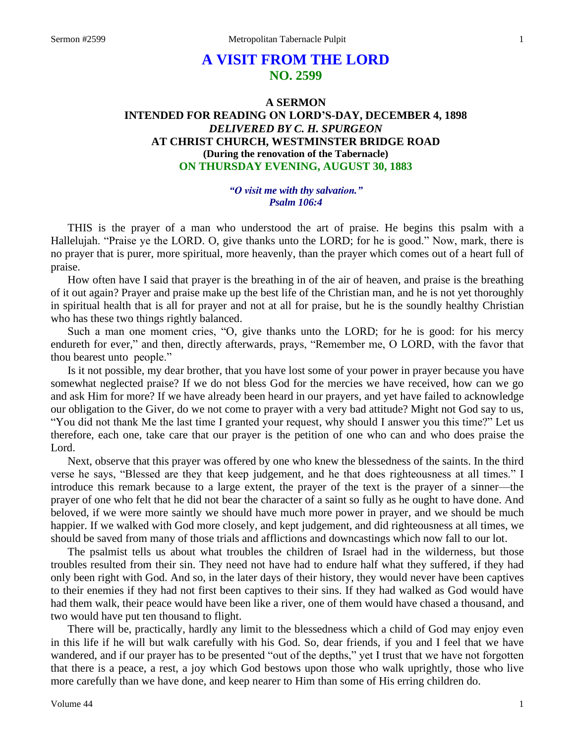# A VISIT FROM THE LORD
## NO. 2599

### A SERMON
### INTENDED FOR READING ON LORD'S-DAY, DECEMBER 4, 1898
### *DELIVERED BY C. H. SPURGEON*
### AT CHRIST CHURCH, WESTMINSTER BRIDGE ROAD
### (During the renovation of the Tabernacle)
### ON THURSDAY EVENING, AUGUST 30, 1883

***"O visit me with thy salvation."***
***Psalm 106:4***

THIS is the prayer of a man who understood the art of praise. He begins this psalm with a Hallelujah. "Praise ye the LORD. O, give thanks unto the LORD; for he is good." Now, mark, there is no prayer that is purer, more spiritual, more heavenly, than the prayer which comes out of a heart full of praise.

How often have I said that prayer is the breathing in of the air of heaven, and praise is the breathing of it out again? Prayer and praise make up the best life of the Christian man, and he is not yet thoroughly in spiritual health that is all for prayer and not at all for praise, but he is the soundly healthy Christian who has these two things rightly balanced.

Such a man one moment cries, "O, give thanks unto the LORD; for he is good: for his mercy endureth for ever," and then, directly afterwards, prays, "Remember me, O LORD, with the favor that thou bearest unto people."

Is it not possible, my dear brother, that you have lost some of your power in prayer because you have somewhat neglected praise? If we do not bless God for the mercies we have received, how can we go and ask Him for more? If we have already been heard in our prayers, and yet have failed to acknowledge our obligation to the Giver, do we not come to prayer with a very bad attitude? Might not God say to us, "You did not thank Me the last time I granted your request, why should I answer you this time?" Let us therefore, each one, take care that our prayer is the petition of one who can and who does praise the Lord.

Next, observe that this prayer was offered by one who knew the blessedness of the saints. In the third verse he says, "Blessed are they that keep judgement, and he that does righteousness at all times." I introduce this remark because to a large extent, the prayer of the text is the prayer of a sinner—the prayer of one who felt that he did not bear the character of a saint so fully as he ought to have done. And beloved, if we were more saintly we should have much more power in prayer, and we should be much happier. If we walked with God more closely, and kept judgement, and did righteousness at all times, we should be saved from many of those trials and afflictions and downcastings which now fall to our lot.

The psalmist tells us about what troubles the children of Israel had in the wilderness, but those troubles resulted from their sin. They need not have had to endure half what they suffered, if they had only been right with God. And so, in the later days of their history, they would never have been captives to their enemies if they had not first been captives to their sins. If they had walked as God would have had them walk, their peace would have been like a river, one of them would have chased a thousand, and two would have put ten thousand to flight.

There will be, practically, hardly any limit to the blessedness which a child of God may enjoy even in this life if he will but walk carefully with his God. So, dear friends, if you and I feel that we have wandered, and if our prayer has to be presented "out of the depths," yet I trust that we have not forgotten that there is a peace, a rest, a joy which God bestows upon those who walk uprightly, those who live more carefully than we have done, and keep nearer to Him than some of His erring children do.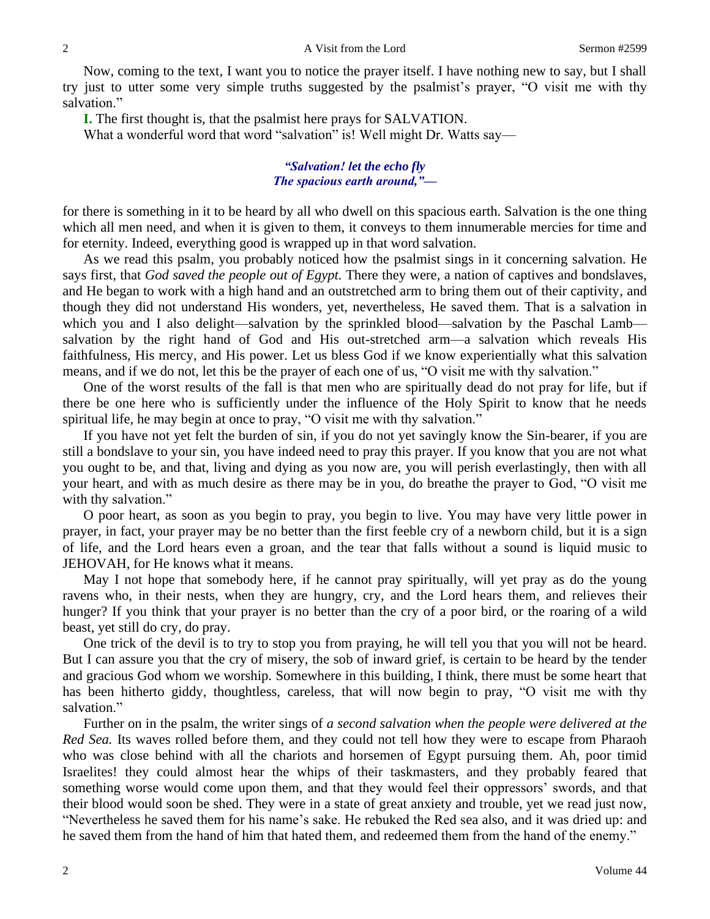Now, coming to the text, I want you to notice the prayer itself. I have nothing new to say, but I shall try just to utter some very simple truths suggested by the psalmist's prayer, "O visit me with thy salvation."

**I.** The first thought is, that the psalmist here prays for SALVATION.

What a wonderful word that word "salvation" is! Well might Dr. Watts say—

> *"Salvation! let the echo fly*
> *The spacious earth around,"—*

for there is something in it to be heard by all who dwell on this spacious earth. Salvation is the one thing which all men need, and when it is given to them, it conveys to them innumerable mercies for time and for eternity. Indeed, everything good is wrapped up in that word salvation.

As we read this psalm, you probably noticed how the psalmist sings in it concerning salvation. He says first, that *God saved the people out of Egypt.* There they were, a nation of captives and bondslaves, and He began to work with a high hand and an outstretched arm to bring them out of their captivity, and though they did not understand His wonders, yet, nevertheless, He saved them. That is a salvation in which you and I also delight—salvation by the sprinkled blood—salvation by the Paschal Lamb—salvation by the right hand of God and His out-stretched arm—a salvation which reveals His faithfulness, His mercy, and His power. Let us bless God if we know experientially what this salvation means, and if we do not, let this be the prayer of each one of us, "O visit me with thy salvation."

One of the worst results of the fall is that men who are spiritually dead do not pray for life, but if there be one here who is sufficiently under the influence of the Holy Spirit to know that he needs spiritual life, he may begin at once to pray, "O visit me with thy salvation."

If you have not yet felt the burden of sin, if you do not yet savingly know the Sin-bearer, if you are still a bondslave to your sin, you have indeed need to pray this prayer. If you know that you are not what you ought to be, and that, living and dying as you now are, you will perish everlastingly, then with all your heart, and with as much desire as there may be in you, do breathe the prayer to God, "O visit me with thy salvation."

O poor heart, as soon as you begin to pray, you begin to live. You may have very little power in prayer, in fact, your prayer may be no better than the first feeble cry of a newborn child, but it is a sign of life, and the Lord hears even a groan, and the tear that falls without a sound is liquid music to JEHOVAH, for He knows what it means.

May I not hope that somebody here, if he cannot pray spiritually, will yet pray as do the young ravens who, in their nests, when they are hungry, cry, and the Lord hears them, and relieves their hunger? If you think that your prayer is no better than the cry of a poor bird, or the roaring of a wild beast, yet still do cry, do pray.

One trick of the devil is to try to stop you from praying, he will tell you that you will not be heard. But I can assure you that the cry of misery, the sob of inward grief, is certain to be heard by the tender and gracious God whom we worship. Somewhere in this building, I think, there must be some heart that has been hitherto giddy, thoughtless, careless, that will now begin to pray, "O visit me with thy salvation."

Further on in the psalm, the writer sings of *a second salvation when the people were delivered at the Red Sea.* Its waves rolled before them, and they could not tell how they were to escape from Pharaoh who was close behind with all the chariots and horsemen of Egypt pursuing them. Ah, poor timid Israelites! they could almost hear the whips of their taskmasters, and they probably feared that something worse would come upon them, and that they would feel their oppressors' swords, and that their blood would soon be shed. They were in a state of great anxiety and trouble, yet we read just now, "Nevertheless he saved them for his name's sake. He rebuked the Red sea also, and it was dried up: and he saved them from the hand of him that hated them, and redeemed them from the hand of the enemy."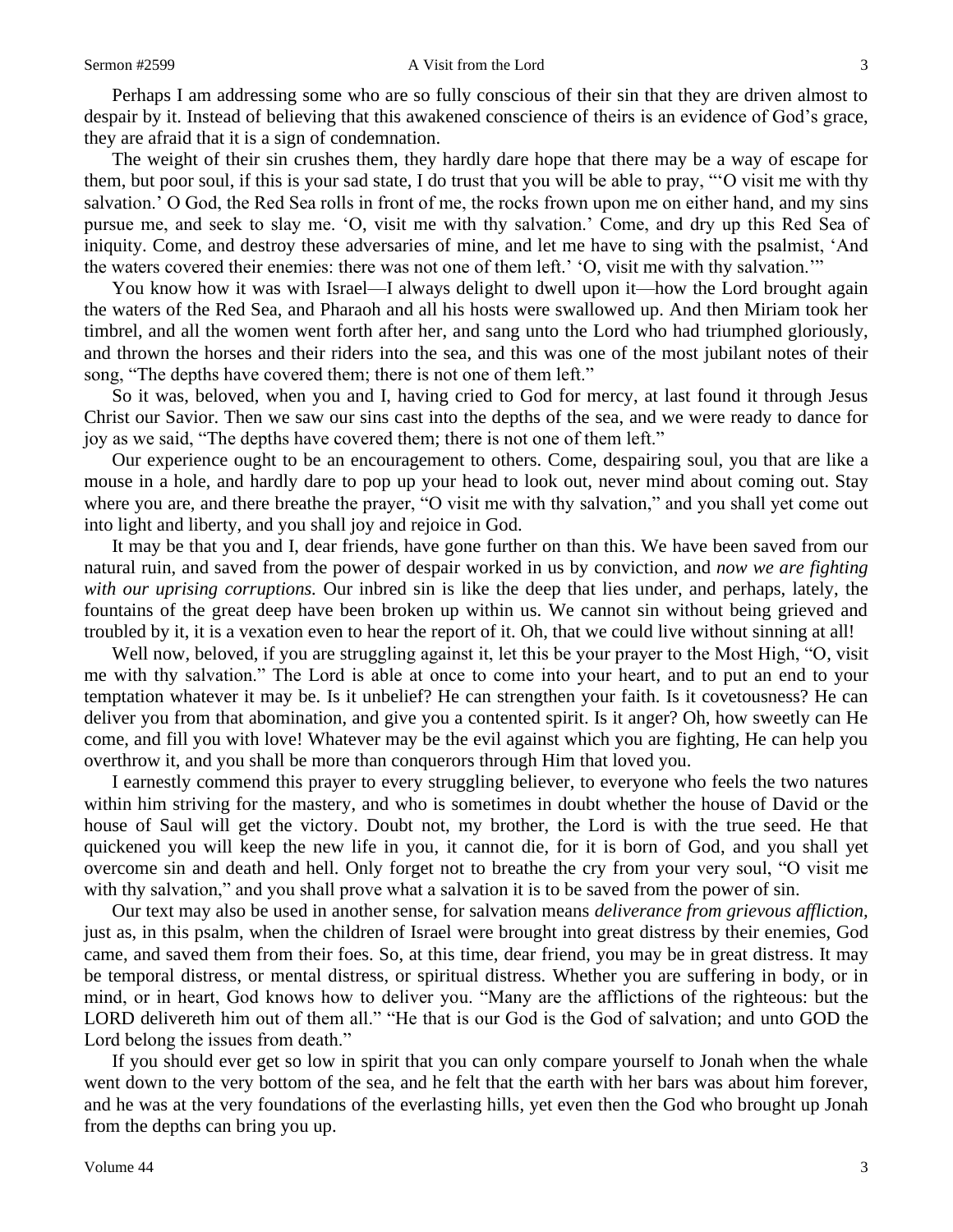Perhaps I am addressing some who are so fully conscious of their sin that they are driven almost to despair by it. Instead of believing that this awakened conscience of theirs is an evidence of God's grace, they are afraid that it is a sign of condemnation.

The weight of their sin crushes them, they hardly dare hope that there may be a way of escape for them, but poor soul, if this is your sad state, I do trust that you will be able to pray, "'O visit me with thy salvation.' O God, the Red Sea rolls in front of me, the rocks frown upon me on either hand, and my sins pursue me, and seek to slay me. 'O, visit me with thy salvation.' Come, and dry up this Red Sea of iniquity. Come, and destroy these adversaries of mine, and let me have to sing with the psalmist, 'And the waters covered their enemies: there was not one of them left.' 'O, visit me with thy salvation.'"

You know how it was with Israel—I always delight to dwell upon it—how the Lord brought again the waters of the Red Sea, and Pharaoh and all his hosts were swallowed up. And then Miriam took her timbrel, and all the women went forth after her, and sang unto the Lord who had triumphed gloriously, and thrown the horses and their riders into the sea, and this was one of the most jubilant notes of their song, "The depths have covered them; there is not one of them left."

So it was, beloved, when you and I, having cried to God for mercy, at last found it through Jesus Christ our Savior. Then we saw our sins cast into the depths of the sea, and we were ready to dance for joy as we said, "The depths have covered them; there is not one of them left."

Our experience ought to be an encouragement to others. Come, despairing soul, you that are like a mouse in a hole, and hardly dare to pop up your head to look out, never mind about coming out. Stay where you are, and there breathe the prayer, "O visit me with thy salvation," and you shall yet come out into light and liberty, and you shall joy and rejoice in God.

It may be that you and I, dear friends, have gone further on than this. We have been saved from our natural ruin, and saved from the power of despair worked in us by conviction, and *now we are fighting with our uprising corruptions.* Our inbred sin is like the deep that lies under, and perhaps, lately, the fountains of the great deep have been broken up within us. We cannot sin without being grieved and troubled by it, it is a vexation even to hear the report of it. Oh, that we could live without sinning at all!

Well now, beloved, if you are struggling against it, let this be your prayer to the Most High, "O, visit me with thy salvation." The Lord is able at once to come into your heart, and to put an end to your temptation whatever it may be. Is it unbelief? He can strengthen your faith. Is it covetousness? He can deliver you from that abomination, and give you a contented spirit. Is it anger? Oh, how sweetly can He come, and fill you with love! Whatever may be the evil against which you are fighting, He can help you overthrow it, and you shall be more than conquerors through Him that loved you.

I earnestly commend this prayer to every struggling believer, to everyone who feels the two natures within him striving for the mastery, and who is sometimes in doubt whether the house of David or the house of Saul will get the victory. Doubt not, my brother, the Lord is with the true seed. He that quickened you will keep the new life in you, it cannot die, for it is born of God, and you shall yet overcome sin and death and hell. Only forget not to breathe the cry from your very soul, "O visit me with thy salvation," and you shall prove what a salvation it is to be saved from the power of sin.

Our text may also be used in another sense, for salvation means *deliverance from grievous affliction,* just as, in this psalm, when the children of Israel were brought into great distress by their enemies, God came, and saved them from their foes. So, at this time, dear friend, you may be in great distress. It may be temporal distress, or mental distress, or spiritual distress. Whether you are suffering in body, or in mind, or in heart, God knows how to deliver you. "Many are the afflictions of the righteous: but the LORD delivereth him out of them all." "He that is our God is the God of salvation; and unto GOD the Lord belong the issues from death."

If you should ever get so low in spirit that you can only compare yourself to Jonah when the whale went down to the very bottom of the sea, and he felt that the earth with her bars was about him forever, and he was at the very foundations of the everlasting hills, yet even then the God who brought up Jonah from the depths can bring you up.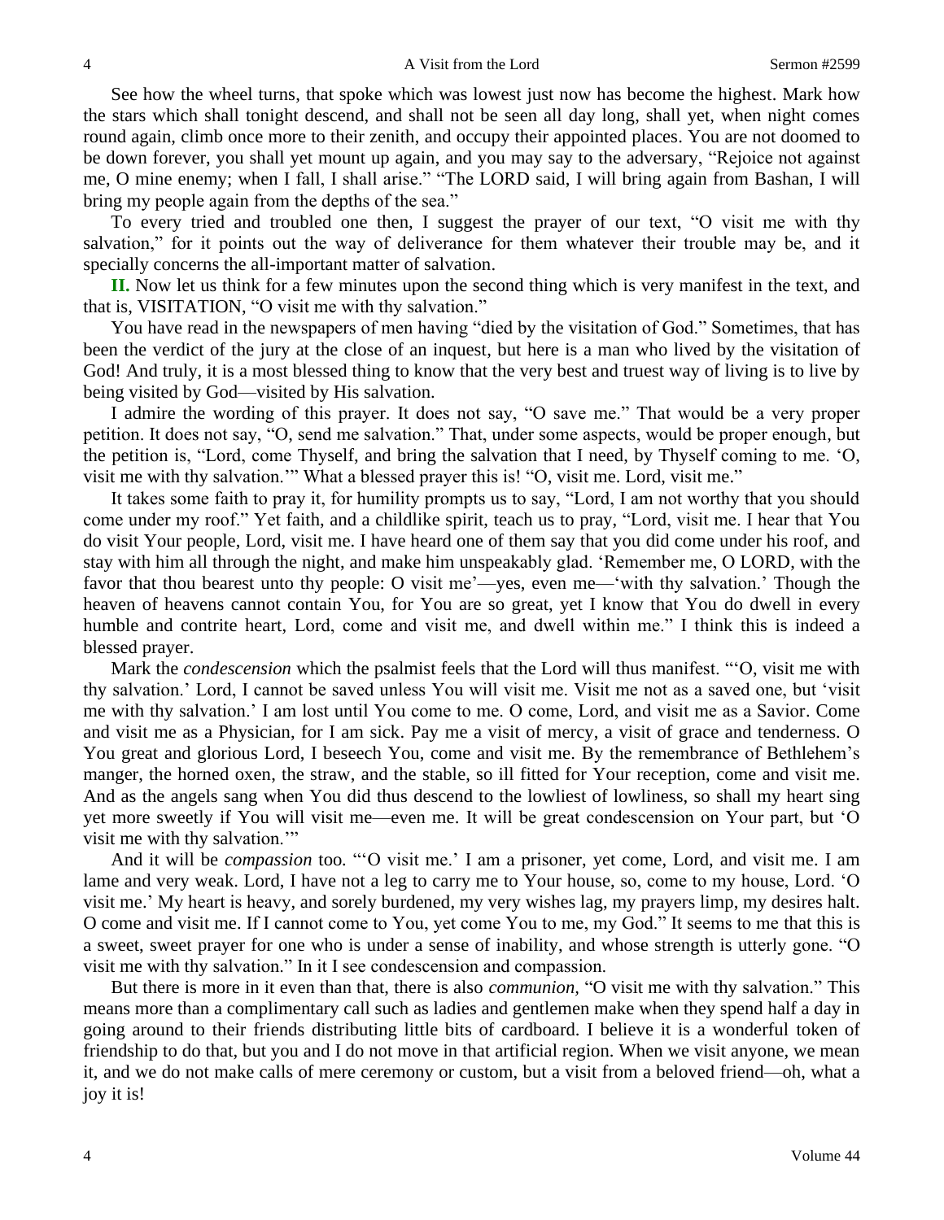See how the wheel turns, that spoke which was lowest just now has become the highest. Mark how the stars which shall tonight descend, and shall not be seen all day long, shall yet, when night comes round again, climb once more to their zenith, and occupy their appointed places. You are not doomed to be down forever, you shall yet mount up again, and you may say to the adversary, "Rejoice not against me, O mine enemy; when I fall, I shall arise." "The LORD said, I will bring again from Bashan, I will bring my people again from the depths of the sea."

To every tried and troubled one then, I suggest the prayer of our text, "O visit me with thy salvation," for it points out the way of deliverance for them whatever their trouble may be, and it specially concerns the all-important matter of salvation.

**II.** Now let us think for a few minutes upon the second thing which is very manifest in the text, and that is, VISITATION, "O visit me with thy salvation."

You have read in the newspapers of men having "died by the visitation of God." Sometimes, that has been the verdict of the jury at the close of an inquest, but here is a man who lived by the visitation of God! And truly, it is a most blessed thing to know that the very best and truest way of living is to live by being visited by God—visited by His salvation.

I admire the wording of this prayer. It does not say, "O save me." That would be a very proper petition. It does not say, "O, send me salvation." That, under some aspects, would be proper enough, but the petition is, "Lord, come Thyself, and bring the salvation that I need, by Thyself coming to me. 'O, visit me with thy salvation.'" What a blessed prayer this is! "O, visit me. Lord, visit me."

It takes some faith to pray it, for humility prompts us to say, "Lord, I am not worthy that you should come under my roof." Yet faith, and a childlike spirit, teach us to pray, "Lord, visit me. I hear that You do visit Your people, Lord, visit me. I have heard one of them say that you did come under his roof, and stay with him all through the night, and make him unspeakably glad. 'Remember me, O LORD, with the favor that thou bearest unto thy people: O visit me'—yes, even me—'with thy salvation.' Though the heaven of heavens cannot contain You, for You are so great, yet I know that You do dwell in every humble and contrite heart, Lord, come and visit me, and dwell within me." I think this is indeed a blessed prayer.

Mark the *condescension* which the psalmist feels that the Lord will thus manifest. "'O, visit me with thy salvation.' Lord, I cannot be saved unless You will visit me. Visit me not as a saved one, but 'visit me with thy salvation.' I am lost until You come to me. O come, Lord, and visit me as a Savior. Come and visit me as a Physician, for I am sick. Pay me a visit of mercy, a visit of grace and tenderness. O You great and glorious Lord, I beseech You, come and visit me. By the remembrance of Bethlehem's manger, the horned oxen, the straw, and the stable, so ill fitted for Your reception, come and visit me. And as the angels sang when You did thus descend to the lowliest of lowliness, so shall my heart sing yet more sweetly if You will visit me—even me. It will be great condescension on Your part, but 'O visit me with thy salvation.'"

And it will be *compassion* too. "'O visit me.' I am a prisoner, yet come, Lord, and visit me. I am lame and very weak. Lord, I have not a leg to carry me to Your house, so, come to my house, Lord. 'O visit me.' My heart is heavy, and sorely burdened, my very wishes lag, my prayers limp, my desires halt. O come and visit me. If I cannot come to You, yet come You to me, my God." It seems to me that this is a sweet, sweet prayer for one who is under a sense of inability, and whose strength is utterly gone. "O visit me with thy salvation." In it I see condescension and compassion.

But there is more in it even than that, there is also *communion,* "O visit me with thy salvation." This means more than a complimentary call such as ladies and gentlemen make when they spend half a day in going around to their friends distributing little bits of cardboard. I believe it is a wonderful token of friendship to do that, but you and I do not move in that artificial region. When we visit anyone, we mean it, and we do not make calls of mere ceremony or custom, but a visit from a beloved friend—oh, what a joy it is!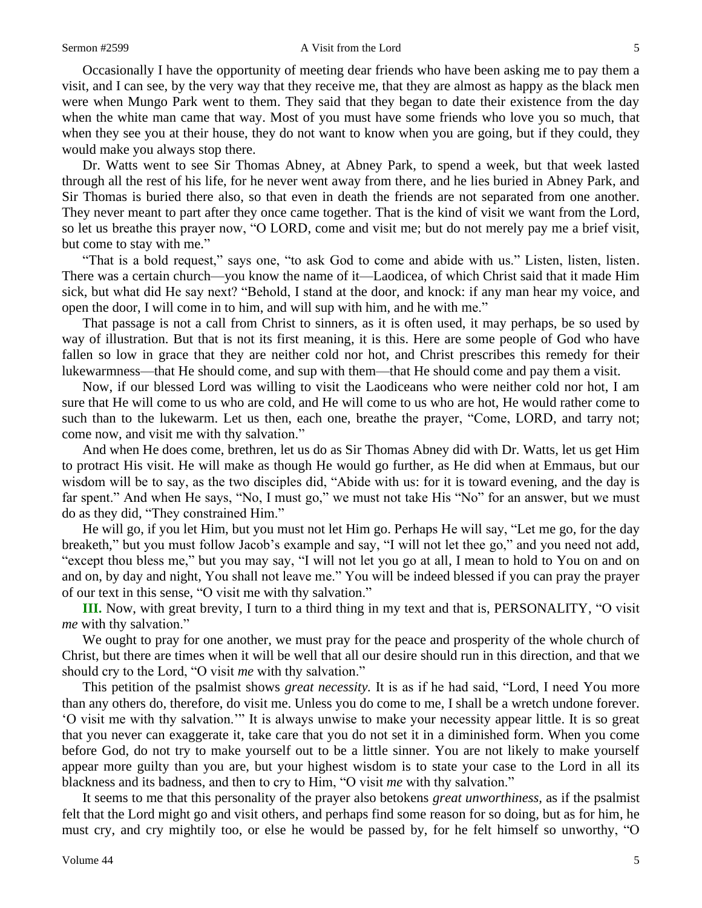Occasionally I have the opportunity of meeting dear friends who have been asking me to pay them a visit, and I can see, by the very way that they receive me, that they are almost as happy as the black men were when Mungo Park went to them. They said that they began to date their existence from the day when the white man came that way. Most of you must have some friends who love you so much, that when they see you at their house, they do not want to know when you are going, but if they could, they would make you always stop there.

Dr. Watts went to see Sir Thomas Abney, at Abney Park, to spend a week, but that week lasted through all the rest of his life, for he never went away from there, and he lies buried in Abney Park, and Sir Thomas is buried there also, so that even in death the friends are not separated from one another. They never meant to part after they once came together. That is the kind of visit we want from the Lord, so let us breathe this prayer now, "O LORD, come and visit me; but do not merely pay me a brief visit, but come to stay with me."

"That is a bold request," says one, "to ask God to come and abide with us." Listen, listen, listen. There was a certain church—you know the name of it—Laodicea, of which Christ said that it made Him sick, but what did He say next? "Behold, I stand at the door, and knock: if any man hear my voice, and open the door, I will come in to him, and will sup with him, and he with me."

That passage is not a call from Christ to sinners, as it is often used, it may perhaps, be so used by way of illustration. But that is not its first meaning, it is this. Here are some people of God who have fallen so low in grace that they are neither cold nor hot, and Christ prescribes this remedy for their lukewarmness—that He should come, and sup with them—that He should come and pay them a visit.

Now, if our blessed Lord was willing to visit the Laodiceans who were neither cold nor hot, I am sure that He will come to us who are cold, and He will come to us who are hot, He would rather come to such than to the lukewarm. Let us then, each one, breathe the prayer, "Come, LORD, and tarry not; come now, and visit me with thy salvation."

And when He does come, brethren, let us do as Sir Thomas Abney did with Dr. Watts, let us get Him to protract His visit. He will make as though He would go further, as He did when at Emmaus, but our wisdom will be to say, as the two disciples did, "Abide with us: for it is toward evening, and the day is far spent." And when He says, "No, I must go," we must not take His "No" for an answer, but we must do as they did, "They constrained Him."

He will go, if you let Him, but you must not let Him go. Perhaps He will say, "Let me go, for the day breaketh," but you must follow Jacob's example and say, "I will not let thee go," and you need not add, "except thou bless me," but you may say, "I will not let you go at all, I mean to hold to You on and on and on, by day and night, You shall not leave me." You will be indeed blessed if you can pray the prayer of our text in this sense, "O visit me with thy salvation."

**III.** Now, with great brevity, I turn to a third thing in my text and that is, PERSONALITY, "O visit *me* with thy salvation."

We ought to pray for one another, we must pray for the peace and prosperity of the whole church of Christ, but there are times when it will be well that all our desire should run in this direction, and that we should cry to the Lord, "O visit *me* with thy salvation."

This petition of the psalmist shows *great necessity.* It is as if he had said, "Lord, I need You more than any others do, therefore, do visit me. Unless you do come to me, I shall be a wretch undone forever. 'O visit me with thy salvation.'" It is always unwise to make your necessity appear little. It is so great that you never can exaggerate it, take care that you do not set it in a diminished form. When you come before God, do not try to make yourself out to be a little sinner. You are not likely to make yourself appear more guilty than you are, but your highest wisdom is to state your case to the Lord in all its blackness and its badness, and then to cry to Him, "O visit *me* with thy salvation."

It seems to me that this personality of the prayer also betokens *great unworthiness,* as if the psalmist felt that the Lord might go and visit others, and perhaps find some reason for so doing, but as for him, he must cry, and cry mightily too, or else he would be passed by, for he felt himself so unworthy, "O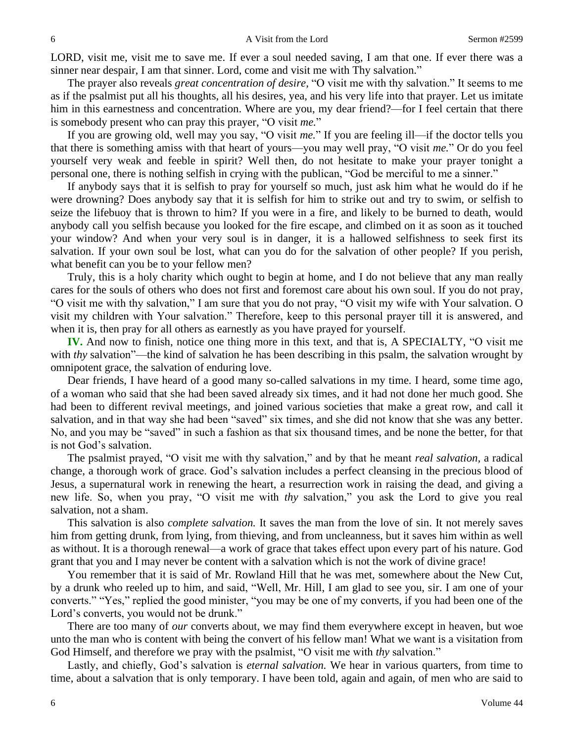LORD, visit me, visit me to save me. If ever a soul needed saving, I am that one. If ever there was a sinner near despair, I am that sinner. Lord, come and visit me with Thy salvation."

The prayer also reveals *great concentration of desire,* "O visit me with thy salvation." It seems to me as if the psalmist put all his thoughts, all his desires, yea, and his very life into that prayer. Let us imitate him in this earnestness and concentration. Where are you, my dear friend?—for I feel certain that there is somebody present who can pray this prayer, "O visit *me.*"

If you are growing old, well may you say, "O visit *me.*" If you are feeling ill—if the doctor tells you that there is something amiss with that heart of yours—you may well pray, "O visit *me.*" Or do you feel yourself very weak and feeble in spirit? Well then, do not hesitate to make your prayer tonight a personal one, there is nothing selfish in crying with the publican, "God be merciful to me a sinner."

If anybody says that it is selfish to pray for yourself so much, just ask him what he would do if he were drowning? Does anybody say that it is selfish for him to strike out and try to swim, or selfish to seize the lifebuoy that is thrown to him? If you were in a fire, and likely to be burned to death, would anybody call you selfish because you looked for the fire escape, and climbed on it as soon as it touched your window? And when your very soul is in danger, it is a hallowed selfishness to seek first its salvation. If your own soul be lost, what can you do for the salvation of other people? If you perish, what benefit can you be to your fellow men?

Truly, this is a holy charity which ought to begin at home, and I do not believe that any man really cares for the souls of others who does not first and foremost care about his own soul. If you do not pray, "O visit me with thy salvation," I am sure that you do not pray, "O visit my wife with Your salvation. O visit my children with Your salvation." Therefore, keep to this personal prayer till it is answered, and when it is, then pray for all others as earnestly as you have prayed for yourself.

**IV.** And now to finish, notice one thing more in this text, and that is, A SPECIALTY, "O visit me with *thy* salvation"—the kind of salvation he has been describing in this psalm, the salvation wrought by omnipotent grace, the salvation of enduring love.

Dear friends, I have heard of a good many so-called salvations in my time. I heard, some time ago, of a woman who said that she had been saved already six times, and it had not done her much good. She had been to different revival meetings, and joined various societies that make a great row, and call it salvation, and in that way she had been "saved" six times, and she did not know that she was any better. No, and you may be "saved" in such a fashion as that six thousand times, and be none the better, for that is not God's salvation.

The psalmist prayed, "O visit me with thy salvation," and by that he meant *real salvation,* a radical change, a thorough work of grace. God's salvation includes a perfect cleansing in the precious blood of Jesus, a supernatural work in renewing the heart, a resurrection work in raising the dead, and giving a new life. So, when you pray, "O visit me with *thy* salvation," you ask the Lord to give you real salvation, not a sham.

This salvation is also *complete salvation.* It saves the man from the love of sin. It not merely saves him from getting drunk, from lying, from thieving, and from uncleanness, but it saves him within as well as without. It is a thorough renewal—a work of grace that takes effect upon every part of his nature. God grant that you and I may never be content with a salvation which is not the work of divine grace!

You remember that it is said of Mr. Rowland Hill that he was met, somewhere about the New Cut, by a drunk who reeled up to him, and said, "Well, Mr. Hill, I am glad to see you, sir. I am one of your converts." "Yes," replied the good minister, "you may be one of my converts, if you had been one of the Lord's converts, you would not be drunk."

There are too many of *our* converts about, we may find them everywhere except in heaven, but woe unto the man who is content with being the convert of his fellow man! What we want is a visitation from God Himself, and therefore we pray with the psalmist, "O visit me with *thy* salvation."

Lastly, and chiefly, God's salvation is *eternal salvation.* We hear in various quarters, from time to time, about a salvation that is only temporary. I have been told, again and again, of men who are said to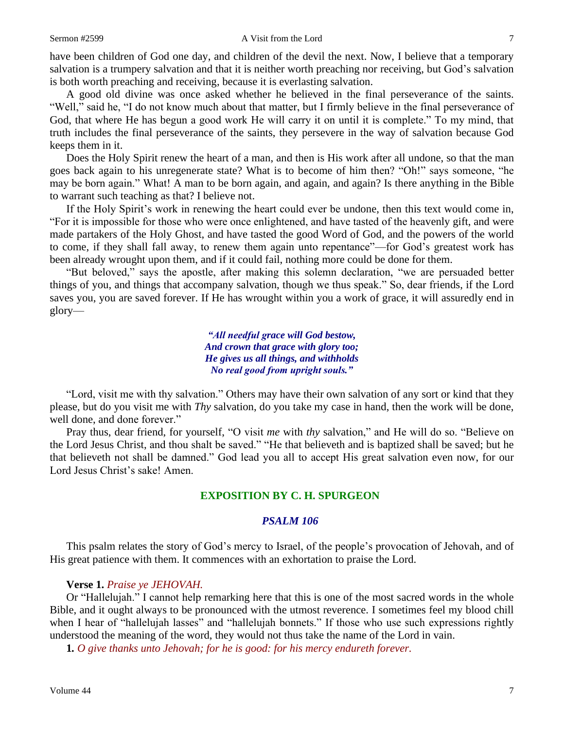have been children of God one day, and children of the devil the next. Now, I believe that a temporary salvation is a trumpery salvation and that it is neither worth preaching nor receiving, but God's salvation is both worth preaching and receiving, because it is everlasting salvation.

A good old divine was once asked whether he believed in the final perseverance of the saints. "Well," said he, "I do not know much about that matter, but I firmly believe in the final perseverance of God, that where He has begun a good work He will carry it on until it is complete." To my mind, that truth includes the final perseverance of the saints, they persevere in the way of salvation because God keeps them in it.

Does the Holy Spirit renew the heart of a man, and then is His work after all undone, so that the man goes back again to his unregenerate state? What is to become of him then? "Oh!" says someone, "he may be born again." What! A man to be born again, and again, and again? Is there anything in the Bible to warrant such teaching as that? I believe not.

If the Holy Spirit's work in renewing the heart could ever be undone, then this text would come in, "For it is impossible for those who were once enlightened, and have tasted of the heavenly gift, and were made partakers of the Holy Ghost, and have tasted the good Word of God, and the powers of the world to come, if they shall fall away, to renew them again unto repentance"—for God's greatest work has been already wrought upon them, and if it could fail, nothing more could be done for them.

"But beloved," says the apostle, after making this solemn declaration, "we are persuaded better things of you, and things that accompany salvation, though we thus speak." So, dear friends, if the Lord saves you, you are saved forever. If He has wrought within you a work of grace, it will assuredly end in glory—

> ***"All needful grace will God bestow,***
> ***And crown that grace with glory too;***
> ***He gives us all things, and withholds***
> ***No real good from upright souls."***

"Lord, visit me with thy salvation." Others may have their own salvation of any sort or kind that they please, but do you visit me with *Thy* salvation, do you take my case in hand, then the work will be done, well done, and done forever."

Pray thus, dear friend, for yourself, "O visit *me* with *thy* salvation," and He will do so. "Believe on the Lord Jesus Christ, and thou shalt be saved." "He that believeth and is baptized shall be saved; but he that believeth not shall be damned." God lead you all to accept His great salvation even now, for our Lord Jesus Christ's sake! Amen.

## EXPOSITION BY C. H. SPURGEON

### *PSALM 106*

This psalm relates the story of God's mercy to Israel, of the people's provocation of Jehovah, and of His great patience with them. It commences with an exhortation to praise the Lord.

**Verse 1.** *Praise ye JEHOVAH.*

Or "Hallelujah." I cannot help remarking here that this is one of the most sacred words in the whole Bible, and it ought always to be pronounced with the utmost reverence. I sometimes feel my blood chill when I hear of "hallelujah lasses" and "hallelujah bonnets." If those who use such expressions rightly understood the meaning of the word, they would not thus take the name of the Lord in vain.

**1.** *O give thanks unto Jehovah; for he is good: for his mercy endureth forever.*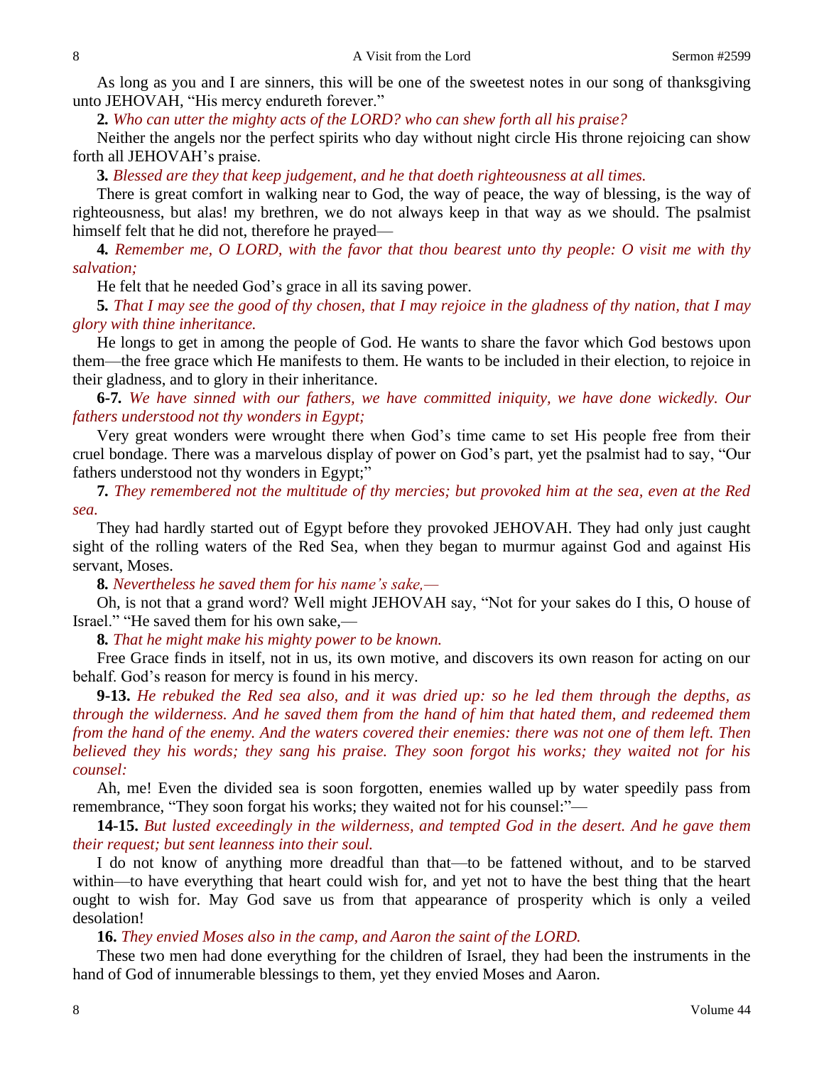As long as you and I are sinners, this will be one of the sweetest notes in our song of thanksgiving unto JEHOVAH, "His mercy endureth forever."

**2.** *Who can utter the mighty acts of the LORD? who can shew forth all his praise?*

Neither the angels nor the perfect spirits who day without night circle His throne rejoicing can show forth all JEHOVAH's praise.

**3.** *Blessed are they that keep judgement, and he that doeth righteousness at all times.*

There is great comfort in walking near to God, the way of peace, the way of blessing, is the way of righteousness, but alas! my brethren, we do not always keep in that way as we should. The psalmist himself felt that he did not, therefore he prayed—

**4.** *Remember me, O LORD, with the favor that thou bearest unto thy people: O visit me with thy salvation;*

He felt that he needed God's grace in all its saving power.

**5.** *That I may see the good of thy chosen, that I may rejoice in the gladness of thy nation, that I may glory with thine inheritance.*

He longs to get in among the people of God. He wants to share the favor which God bestows upon them—the free grace which He manifests to them. He wants to be included in their election, to rejoice in their gladness, and to glory in their inheritance.

**6-7.** *We have sinned with our fathers, we have committed iniquity, we have done wickedly. Our fathers understood not thy wonders in Egypt;*

Very great wonders were wrought there when God's time came to set His people free from their cruel bondage. There was a marvelous display of power on God's part, yet the psalmist had to say, "Our fathers understood not thy wonders in Egypt;"

**7.** *They remembered not the multitude of thy mercies; but provoked him at the sea, even at the Red sea.*

They had hardly started out of Egypt before they provoked JEHOVAH. They had only just caught sight of the rolling waters of the Red Sea, when they began to murmur against God and against His servant, Moses.

**8.** *Nevertheless he saved them for his name's sake,—*

Oh, is not that a grand word? Well might JEHOVAH say, "Not for your sakes do I this, O house of Israel." "He saved them for his own sake,—

**8.** *That he might make his mighty power to be known.*

Free Grace finds in itself, not in us, its own motive, and discovers its own reason for acting on our behalf. God's reason for mercy is found in his mercy.

**9-13.** *He rebuked the Red sea also, and it was dried up: so he led them through the depths, as through the wilderness. And he saved them from the hand of him that hated them, and redeemed them from the hand of the enemy. And the waters covered their enemies: there was not one of them left. Then believed they his words; they sang his praise. They soon forgot his works; they waited not for his counsel:*

Ah, me! Even the divided sea is soon forgotten, enemies walled up by water speedily pass from remembrance, "They soon forgat his works; they waited not for his counsel:"—

**14-15.** *But lusted exceedingly in the wilderness, and tempted God in the desert. And he gave them their request; but sent leanness into their soul.*

I do not know of anything more dreadful than that—to be fattened without, and to be starved within—to have everything that heart could wish for, and yet not to have the best thing that the heart ought to wish for. May God save us from that appearance of prosperity which is only a veiled desolation!

**16.** *They envied Moses also in the camp, and Aaron the saint of the LORD.*

These two men had done everything for the children of Israel, they had been the instruments in the hand of God of innumerable blessings to them, yet they envied Moses and Aaron.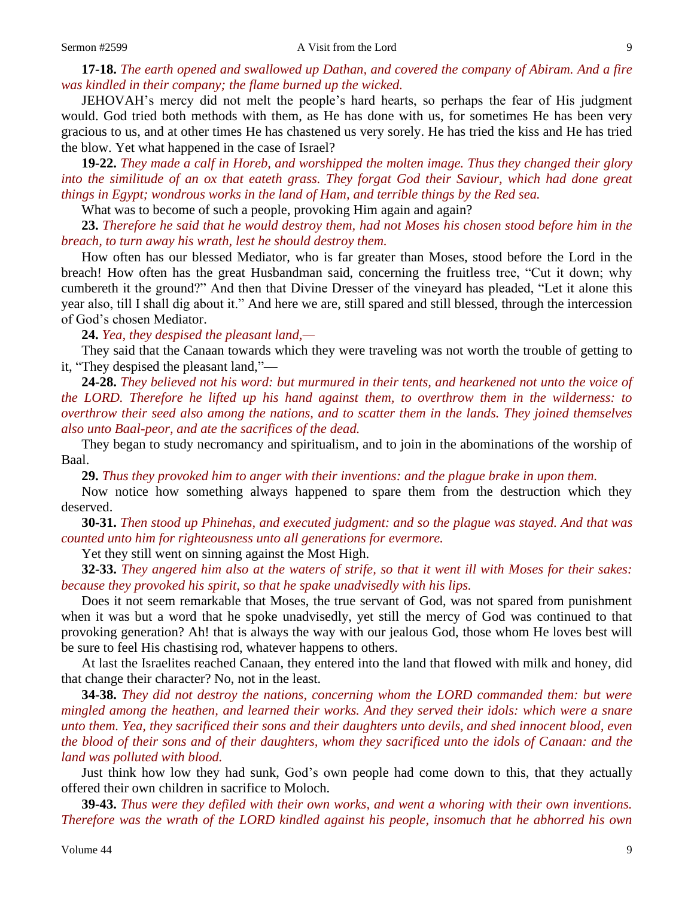**17-18.** *The earth opened and swallowed up Dathan, and covered the company of Abiram. And a fire was kindled in their company; the flame burned up the wicked.*

JEHOVAH's mercy did not melt the people's hard hearts, so perhaps the fear of His judgment would. God tried both methods with them, as He has done with us, for sometimes He has been very gracious to us, and at other times He has chastened us very sorely. He has tried the kiss and He has tried the blow. Yet what happened in the case of Israel?

**19-22.** *They made a calf in Horeb, and worshipped the molten image. Thus they changed their glory into the similitude of an ox that eateth grass. They forgat God their Saviour, which had done great things in Egypt; wondrous works in the land of Ham, and terrible things by the Red sea.*

What was to become of such a people, provoking Him again and again?

**23.** *Therefore he said that he would destroy them, had not Moses his chosen stood before him in the breach, to turn away his wrath, lest he should destroy them.*

How often has our blessed Mediator, who is far greater than Moses, stood before the Lord in the breach! How often has the great Husbandman said, concerning the fruitless tree, "Cut it down; why cumbereth it the ground?" And then that Divine Dresser of the vineyard has pleaded, "Let it alone this year also, till I shall dig about it." And here we are, still spared and still blessed, through the intercession of God's chosen Mediator.

**24.** *Yea, they despised the pleasant land,—*

They said that the Canaan towards which they were traveling was not worth the trouble of getting to it, "They despised the pleasant land,"—

**24-28.** *They believed not his word: but murmured in their tents, and hearkened not unto the voice of the LORD. Therefore he lifted up his hand against them, to overthrow them in the wilderness: to overthrow their seed also among the nations, and to scatter them in the lands. They joined themselves also unto Baal-peor, and ate the sacrifices of the dead.*

They began to study necromancy and spiritualism, and to join in the abominations of the worship of Baal.

**29.** *Thus they provoked him to anger with their inventions: and the plague brake in upon them.*

Now notice how something always happened to spare them from the destruction which they deserved.

**30-31.** *Then stood up Phinehas, and executed judgment: and so the plague was stayed. And that was counted unto him for righteousness unto all generations for evermore.*

Yet they still went on sinning against the Most High.

**32-33.** *They angered him also at the waters of strife, so that it went ill with Moses for their sakes: because they provoked his spirit, so that he spake unadvisedly with his lips.*

Does it not seem remarkable that Moses, the true servant of God, was not spared from punishment when it was but a word that he spoke unadvisedly, yet still the mercy of God was continued to that provoking generation? Ah! that is always the way with our jealous God, those whom He loves best will be sure to feel His chastising rod, whatever happens to others.

At last the Israelites reached Canaan, they entered into the land that flowed with milk and honey, did that change their character? No, not in the least.

**34-38.** *They did not destroy the nations, concerning whom the LORD commanded them: but were mingled among the heathen, and learned their works. And they served their idols: which were a snare unto them. Yea, they sacrificed their sons and their daughters unto devils, and shed innocent blood, even the blood of their sons and of their daughters, whom they sacrificed unto the idols of Canaan: and the land was polluted with blood.*

Just think how low they had sunk, God's own people had come down to this, that they actually offered their own children in sacrifice to Moloch.

**39-43.** *Thus were they defiled with their own works, and went a whoring with their own inventions. Therefore was the wrath of the LORD kindled against his people, insomuch that he abhorred his own*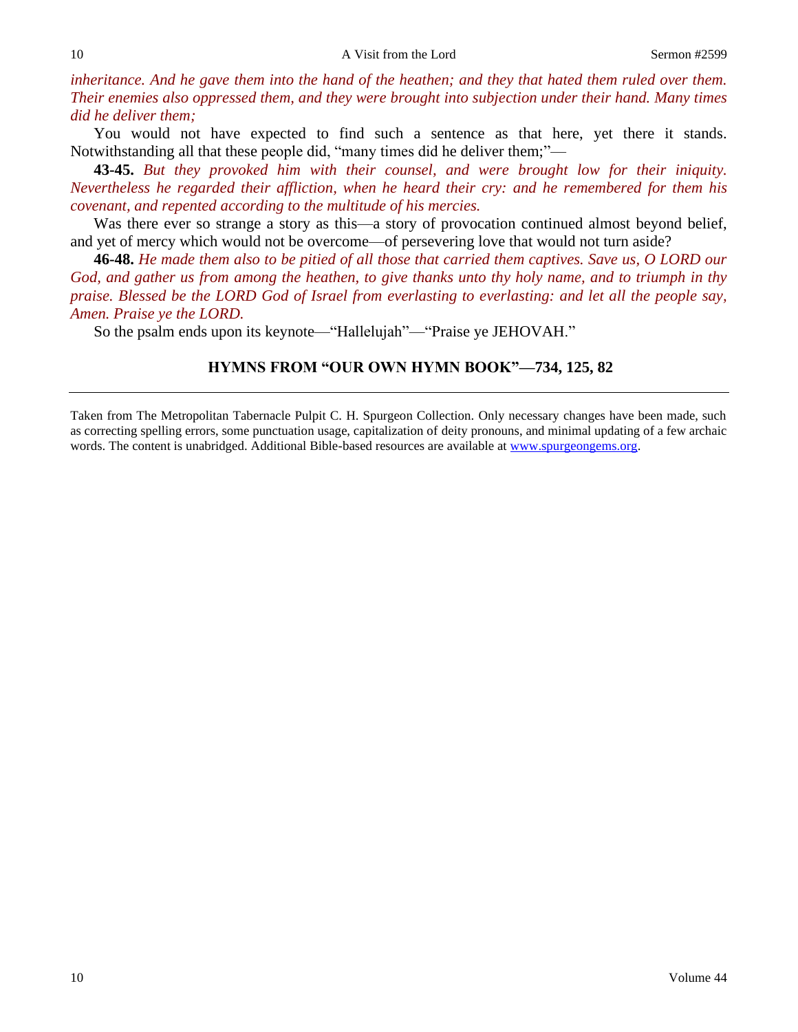*inheritance. And he gave them into the hand of the heathen; and they that hated them ruled over them. Their enemies also oppressed them, and they were brought into subjection under their hand. Many times did he deliver them;*

You would not have expected to find such a sentence as that here, yet there it stands. Notwithstanding all that these people did, "many times did he deliver them;"—

**43-45.** *But they provoked him with their counsel, and were brought low for their iniquity. Nevertheless he regarded their affliction, when he heard their cry: and he remembered for them his covenant, and repented according to the multitude of his mercies.*

Was there ever so strange a story as this—a story of provocation continued almost beyond belief, and yet of mercy which would not be overcome—of persevering love that would not turn aside?

**46-48.** *He made them also to be pitied of all those that carried them captives. Save us, O LORD our God, and gather us from among the heathen, to give thanks unto thy holy name, and to triumph in thy praise. Blessed be the LORD God of Israel from everlasting to everlasting: and let all the people say, Amen. Praise ye the LORD.*

So the psalm ends upon its keynote—"Hallelujah"—"Praise ye JEHOVAH."

## HYMNS FROM "OUR OWN HYMN BOOK"—734, 125, 82

---

Taken from The Metropolitan Tabernacle Pulpit C. H. Spurgeon Collection. Only necessary changes have been made, such as correcting spelling errors, some punctuation usage, capitalization of deity pronouns, and minimal updating of a few archaic words. The content is unabridged. Additional Bible-based resources are available at www.spurgeongems.org.